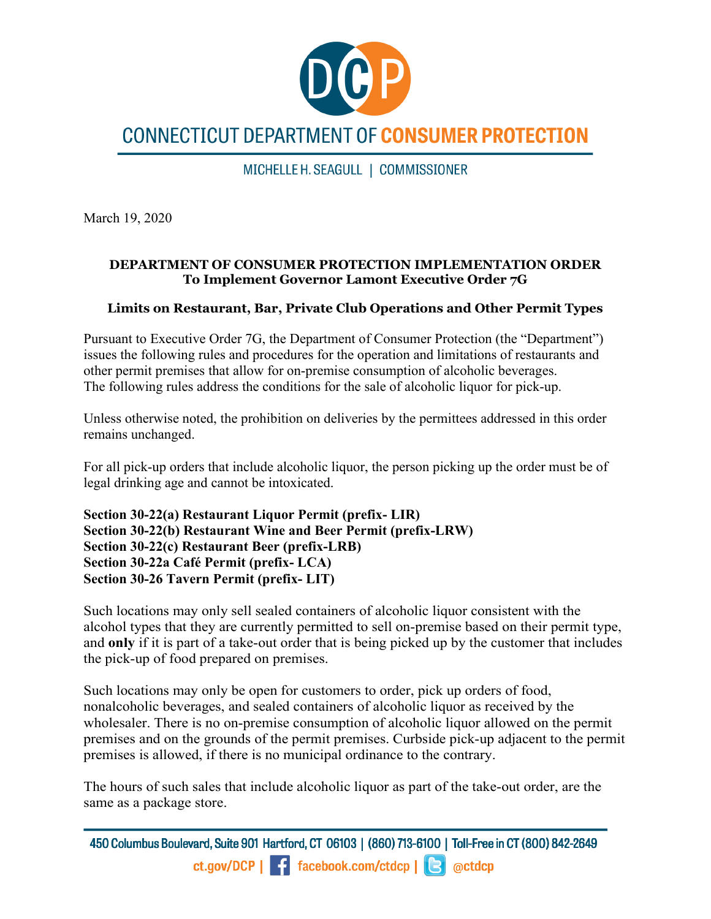CONNECTICUT DEPARTMENT OF CONSUMER PROTECTION

MICHELLE H. SEAGULL | COMMISSIONER

March 19, 2020

**DEPARTMENT OF CONSUMER PROTECTION IMPLEMENTATION ORDER**
**To Implement Governor Lamont Executive Order 7G**

**Limits on Restaurant, Bar, Private Club Operations and Other Permit Types**

Pursuant to Executive Order 7G, the Department of Consumer Protection (the "Department") issues the following rules and procedures for the operation and limitations of restaurants and other permit premises that allow for on-premise consumption of alcoholic beverages. The following rules address the conditions for the sale of alcoholic liquor for pick-up.

Unless otherwise noted, the prohibition on deliveries by the permittees addressed in this order remains unchanged.

For all pick-up orders that include alcoholic liquor, the person picking up the order must be of legal drinking age and cannot be intoxicated.

**Section 30-22(a) Restaurant Liquor Permit (prefix- LIR)**
**Section 30-22(b) Restaurant Wine and Beer Permit (prefix-LRW)**
**Section 30-22(c) Restaurant Beer (prefix-LRB)**
**Section 30-22a Café Permit (prefix- LCA)**
**Section 30-26 Tavern Permit (prefix- LIT)**

Such locations may only sell sealed containers of alcoholic liquor consistent with the alcohol types that they are currently permitted to sell on-premise based on their permit type, and **only** if it is part of a take-out order that is being picked up by the customer that includes the pick-up of food prepared on premises.

Such locations may only be open for customers to order, pick up orders of food, nonalcoholic beverages, and sealed containers of alcoholic liquor as received by the wholesaler. There is no on-premise consumption of alcoholic liquor allowed on the permit premises and on the grounds of the permit premises. Curbside pick-up adjacent to the permit premises is allowed, if there is no municipal ordinance to the contrary.

The hours of such sales that include alcoholic liquor as part of the take-out order, are the same as a package store.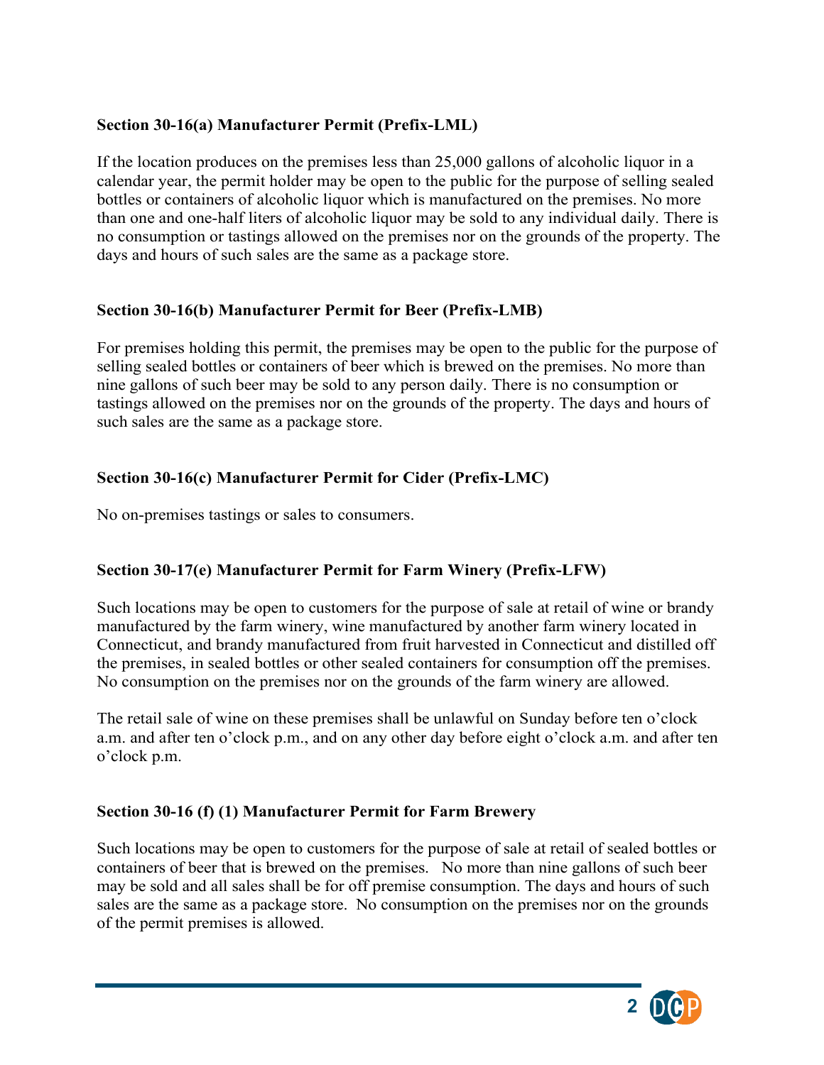**Section 30-16(a) Manufacturer Permit (Prefix-LML)**

If the location produces on the premises less than 25,000 gallons of alcoholic liquor in a calendar year, the permit holder may be open to the public for the purpose of selling sealed bottles or containers of alcoholic liquor which is manufactured on the premises. No more than one and one-half liters of alcoholic liquor may be sold to any individual daily. There is no consumption or tastings allowed on the premises nor on the grounds of the property. The days and hours of such sales are the same as a package store.

**Section 30-16(b) Manufacturer Permit for Beer (Prefix-LMB)**

For premises holding this permit, the premises may be open to the public for the purpose of selling sealed bottles or containers of beer which is brewed on the premises. No more than nine gallons of such beer may be sold to any person daily. There is no consumption or tastings allowed on the premises nor on the grounds of the property. The days and hours of such sales are the same as a package store.

**Section 30-16(c) Manufacturer Permit for Cider (Prefix-LMC)**

No on-premises tastings or sales to consumers.

**Section 30-17(e) Manufacturer Permit for Farm Winery (Prefix-LFW)**

Such locations may be open to customers for the purpose of sale at retail of wine or brandy manufactured by the farm winery, wine manufactured by another farm winery located in Connecticut, and brandy manufactured from fruit harvested in Connecticut and distilled off the premises, in sealed bottles or other sealed containers for consumption off the premises. No consumption on the premises nor on the grounds of the farm winery are allowed.

The retail sale of wine on these premises shall be unlawful on Sunday before ten o'clock a.m. and after ten o'clock p.m., and on any other day before eight o'clock a.m. and after ten o'clock p.m.

**Section 30-16 (f) (1) Manufacturer Permit for Farm Brewery**

Such locations may be open to customers for the purpose of sale at retail of sealed bottles or containers of beer that is brewed on the premises. No more than nine gallons of such beer may be sold and all sales shall be for off premise consumption. The days and hours of such sales are the same as a package store. No consumption on the premises nor on the grounds of the permit premises is allowed.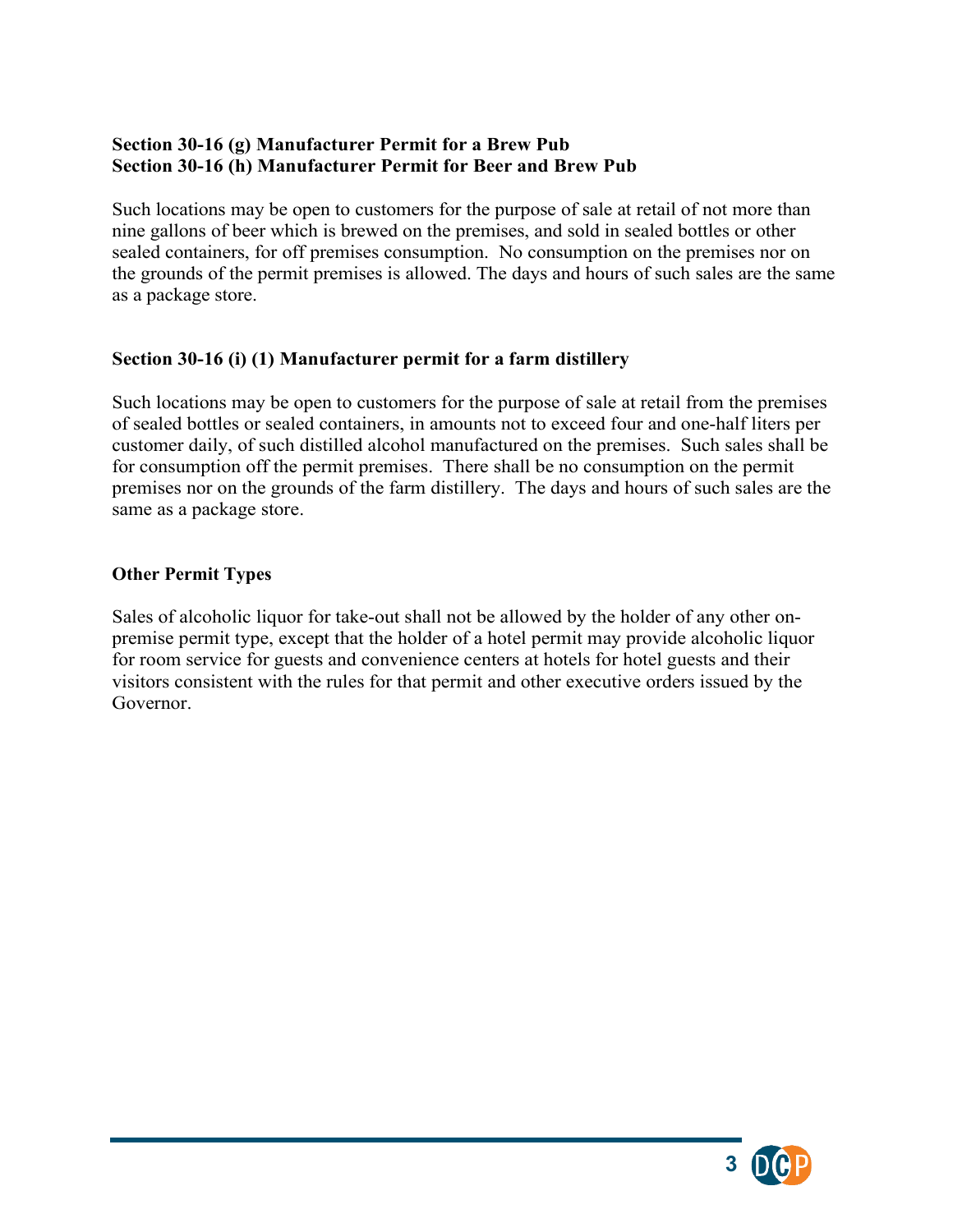**Section 30-16 (g) Manufacturer Permit for a Brew Pub**
**Section 30-16 (h) Manufacturer Permit for Beer and Brew Pub**

Such locations may be open to customers for the purpose of sale at retail of not more than nine gallons of beer which is brewed on the premises, and sold in sealed bottles or other sealed containers, for off premises consumption. No consumption on the premises nor on the grounds of the permit premises is allowed. The days and hours of such sales are the same as a package store.

**Section 30-16 (i) (1) Manufacturer permit for a farm distillery**

Such locations may be open to customers for the purpose of sale at retail from the premises of sealed bottles or sealed containers, in amounts not to exceed four and one-half liters per customer daily, of such distilled alcohol manufactured on the premises. Such sales shall be for consumption off the permit premises. There shall be no consumption on the permit premises nor on the grounds of the farm distillery. The days and hours of such sales are the same as a package store.

**Other Permit Types**

Sales of alcoholic liquor for take-out shall not be allowed by the holder of any other on-premise permit type, except that the holder of a hotel permit may provide alcoholic liquor for room service for guests and convenience centers at hotels for hotel guests and their visitors consistent with the rules for that permit and other executive orders issued by the Governor.